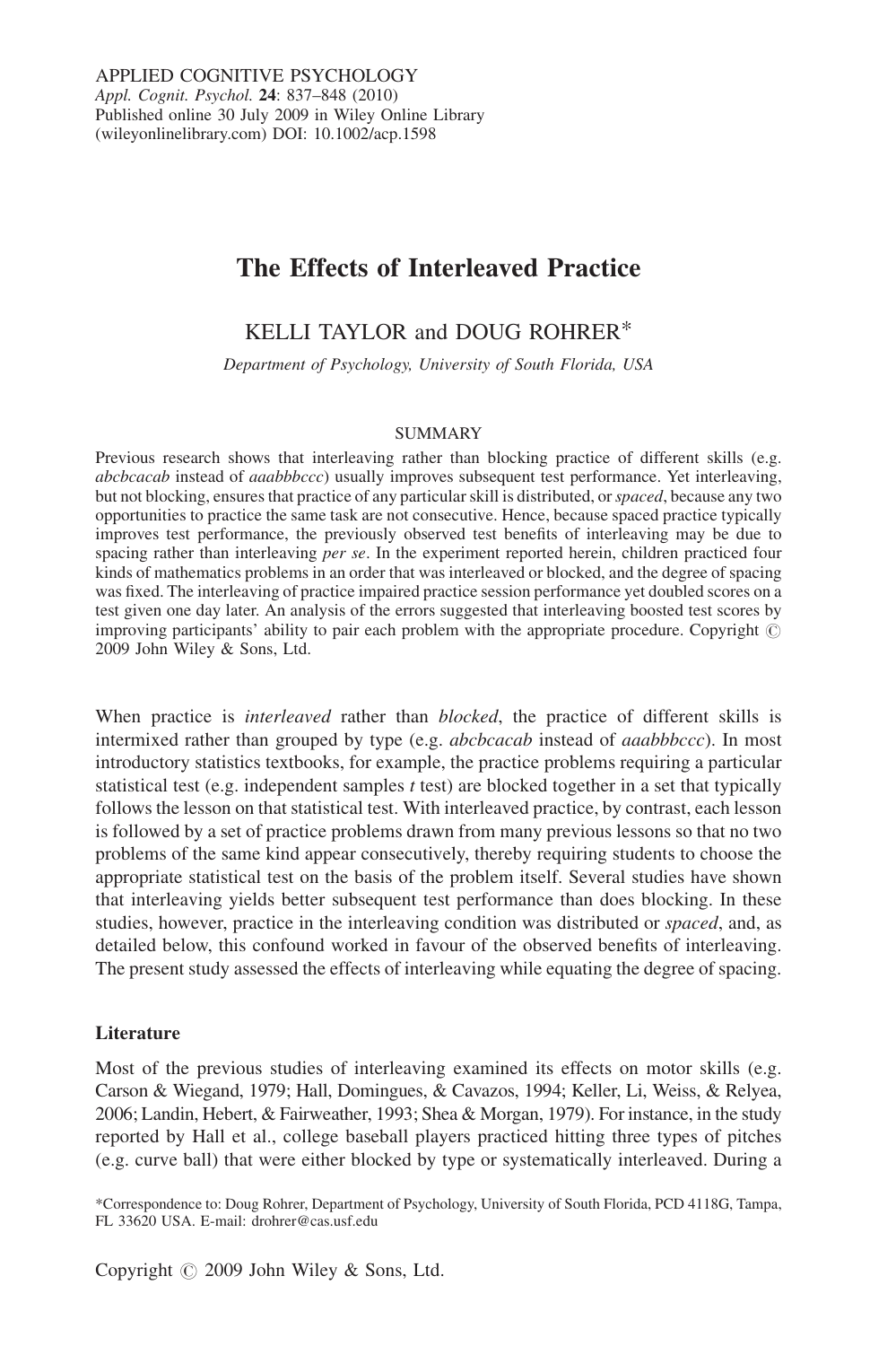# The Effects of Interleaved Practice

KELLI TAYLOR and DOUG ROHRER*

*Department of Psychology, University of South Florida, USA*

## SUMMARY

Previous research shows that interleaving rather than blocking practice of different skills (e.g. *abcbcacab* instead of *aaabbbccc*) usually improves subsequent test performance. Yet interleaving, but not blocking, ensures that practice of any particular skill is distributed, or *spaced*, because any two opportunities to practice the same task are not consecutive. Hence, because spaced practice typically improves test performance, the previously observed test benefits of interleaving may be due to spacing rather than interleaving *per se*. In the experiment reported herein, children practiced four kinds of mathematics problems in an order that was interleaved or blocked, and the degree of spacing was fixed. The interleaving of practice impaired practice session performance yet doubled scores on a test given one day later. An analysis of the errors suggested that interleaving boosted test scores by improving participants' ability to pair each problem with the appropriate procedure. Copyright © 2009 John Wiley & Sons, Ltd.

When practice is *interleaved* rather than *blocked*, the practice of different skills is intermixed rather than grouped by type (e.g. *abcbcacab* instead of *aaabbbccc*). In most introductory statistics textbooks, for example, the practice problems requiring a particular statistical test (e.g. independent samples *t* test) are blocked together in a set that typically follows the lesson on that statistical test. With interleaved practice, by contrast, each lesson is followed by a set of practice problems drawn from many previous lessons so that no two problems of the same kind appear consecutively, thereby requiring students to choose the appropriate statistical test on the basis of the problem itself. Several studies have shown that interleaving yields better subsequent test performance than does blocking. In these studies, however, practice in the interleaving condition was distributed or *spaced*, and, as detailed below, this confound worked in favour of the observed benefits of interleaving. The present study assessed the effects of interleaving while equating the degree of spacing.

### Literature

Most of the previous studies of interleaving examined its effects on motor skills (e.g. Carson & Wiegand, 1979; Hall, Domingues, & Cavazos, 1994; Keller, Li, Weiss, & Relyea, 2006; Landin, Hebert, & Fairweather, 1993; Shea & Morgan, 1979). For instance, in the study reported by Hall et al., college baseball players practiced hitting three types of pitches (e.g. curve ball) that were either blocked by type or systematically interleaved. During a

*Correspondence to: Doug Rohrer, Department of Psychology, University of South Florida, PCD 4118G, Tampa, FL 33620 USA. E-mail: drohrer@cas.usf.edu

Copyright © 2009 John Wiley & Sons, Ltd.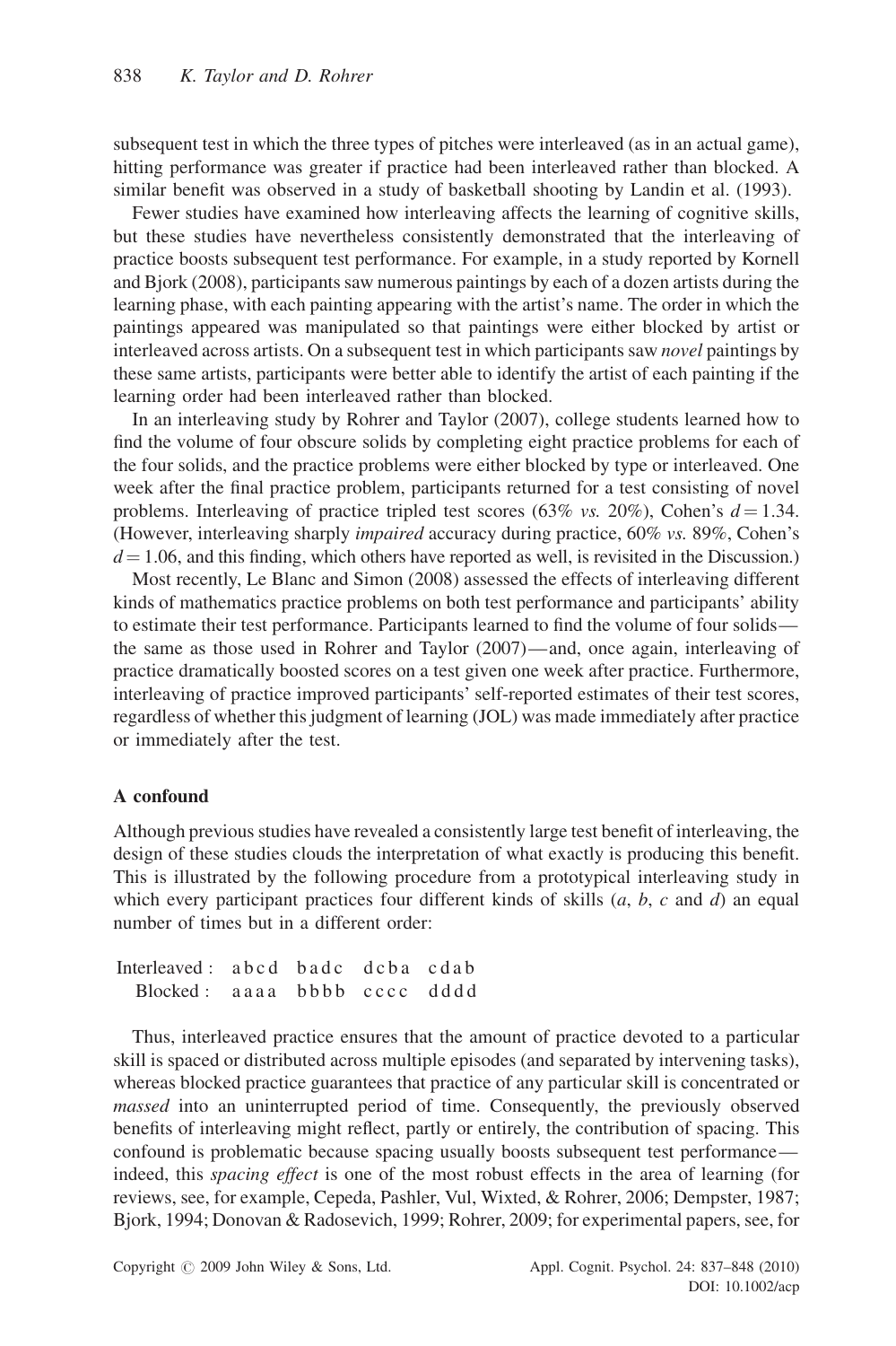subsequent test in which the three types of pitches were interleaved (as in an actual game), hitting performance was greater if practice had been interleaved rather than blocked. A similar benefit was observed in a study of basketball shooting by Landin et al. (1993).

Fewer studies have examined how interleaving affects the learning of cognitive skills, but these studies have nevertheless consistently demonstrated that the interleaving of practice boosts subsequent test performance. For example, in a study reported by Kornell and Bjork (2008), participants saw numerous paintings by each of a dozen artists during the learning phase, with each painting appearing with the artist's name. The order in which the paintings appeared was manipulated so that paintings were either blocked by artist or interleaved across artists. On a subsequent test in which participants saw *novel* paintings by these same artists, participants were better able to identify the artist of each painting if the learning order had been interleaved rather than blocked.

In an interleaving study by Rohrer and Taylor (2007), college students learned how to find the volume of four obscure solids by completing eight practice problems for each of the four solids, and the practice problems were either blocked by type or interleaved. One week after the final practice problem, participants returned for a test consisting of novel problems. Interleaving of practice tripled test scores (63% *vs.* 20%), Cohen's $d = 1.34$. (However, interleaving sharply *impaired* accuracy during practice, 60% *vs.* 89%, Cohen's $d = 1.06$, and this finding, which others have reported as well, is revisited in the Discussion.)

Most recently, Le Blanc and Simon (2008) assessed the effects of interleaving different kinds of mathematics practice problems on both test performance and participants' ability to estimate their test performance. Participants learned to find the volume of four solids—the same as those used in Rohrer and Taylor (2007)—and, once again, interleaving of practice dramatically boosted scores on a test given one week after practice. Furthermore, interleaving of practice improved participants' self-reported estimates of their test scores, regardless of whether this judgment of learning (JOL) was made immediately after practice or immediately after the test.

## A confound

Although previous studies have revealed a consistently large test benefit of interleaving, the design of these studies clouds the interpretation of what exactly is producing this benefit. This is illustrated by the following procedure from a prototypical interleaving study in which every participant practices four different kinds of skills (*a*, *b*, *c* and *d*) an equal number of times but in a different order:

```
Interleaved :  a b c d   b a d c   d c b a   c d a b
    Blocked :  a a a a   b b b b   c c c c   d d d d
```

Thus, interleaved practice ensures that the amount of practice devoted to a particular skill is spaced or distributed across multiple episodes (and separated by intervening tasks), whereas blocked practice guarantees that practice of any particular skill is concentrated or *massed* into an uninterrupted period of time. Consequently, the previously observed benefits of interleaving might reflect, partly or entirely, the contribution of spacing. This confound is problematic because spacing usually boosts subsequent test performance—indeed, this *spacing effect* is one of the most robust effects in the area of learning (for reviews, see, for example, Cepeda, Pashler, Vul, Wixted, & Rohrer, 2006; Dempster, 1987; Bjork, 1994; Donovan & Radosevich, 1999; Rohrer, 2009; for experimental papers, see, for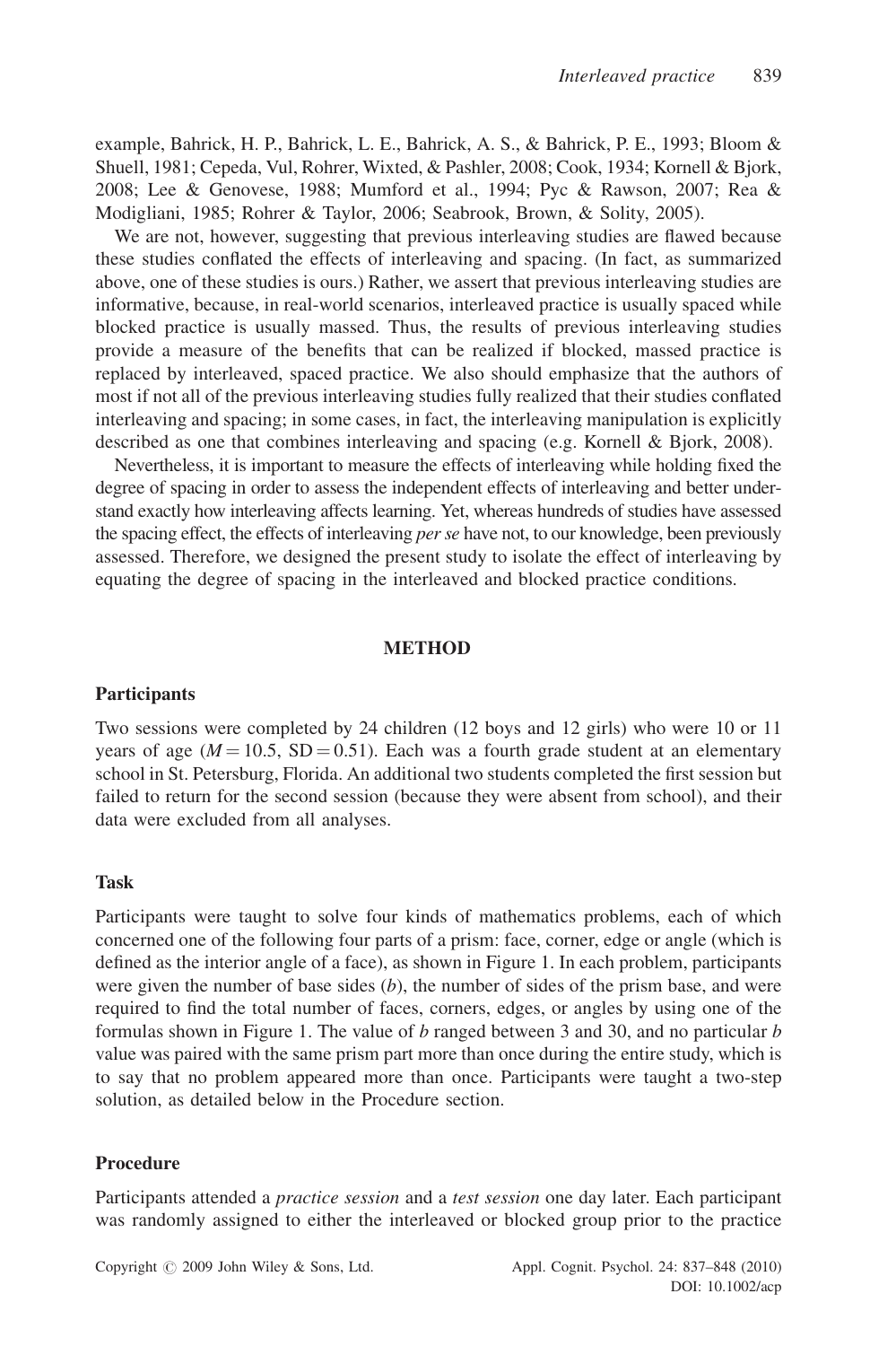example, Bahrick, H. P., Bahrick, L. E., Bahrick, A. S., & Bahrick, P. E., 1993; Bloom & Shuell, 1981; Cepeda, Vul, Rohrer, Wixted, & Pashler, 2008; Cook, 1934; Kornell & Bjork, 2008; Lee & Genovese, 1988; Mumford et al., 1994; Pyc & Rawson, 2007; Rea & Modigliani, 1985; Rohrer & Taylor, 2006; Seabrook, Brown, & Solity, 2005).

We are not, however, suggesting that previous interleaving studies are flawed because these studies conflated the effects of interleaving and spacing. (In fact, as summarized above, one of these studies is ours.) Rather, we assert that previous interleaving studies are informative, because, in real-world scenarios, interleaved practice is usually spaced while blocked practice is usually massed. Thus, the results of previous interleaving studies provide a measure of the benefits that can be realized if blocked, massed practice is replaced by interleaved, spaced practice. We also should emphasize that the authors of most if not all of the previous interleaving studies fully realized that their studies conflated interleaving and spacing; in some cases, in fact, the interleaving manipulation is explicitly described as one that combines interleaving and spacing (e.g. Kornell & Bjork, 2008).

Nevertheless, it is important to measure the effects of interleaving while holding fixed the degree of spacing in order to assess the independent effects of interleaving and better understand exactly how interleaving affects learning. Yet, whereas hundreds of studies have assessed the spacing effect, the effects of interleaving *per se* have not, to our knowledge, been previously assessed. Therefore, we designed the present study to isolate the effect of interleaving by equating the degree of spacing in the interleaved and blocked practice conditions.

## METHOD

### Participants

Two sessions were completed by 24 children (12 boys and 12 girls) who were 10 or 11 years of age ($M = 10.5$, $SD = 0.51$). Each was a fourth grade student at an elementary school in St. Petersburg, Florida. An additional two students completed the first session but failed to return for the second session (because they were absent from school), and their data were excluded from all analyses.

### Task

Participants were taught to solve four kinds of mathematics problems, each of which concerned one of the following four parts of a prism: face, corner, edge or angle (which is defined as the interior angle of a face), as shown in Figure 1. In each problem, participants were given the number of base sides ($b$), the number of sides of the prism base, and were required to find the total number of faces, corners, edges, or angles by using one of the formulas shown in Figure 1. The value of $b$ ranged between 3 and 30, and no particular $b$ value was paired with the same prism part more than once during the entire study, which is to say that no problem appeared more than once. Participants were taught a two-step solution, as detailed below in the Procedure section.

### Procedure

Participants attended a *practice session* and a *test session* one day later. Each participant was randomly assigned to either the interleaved or blocked group prior to the practice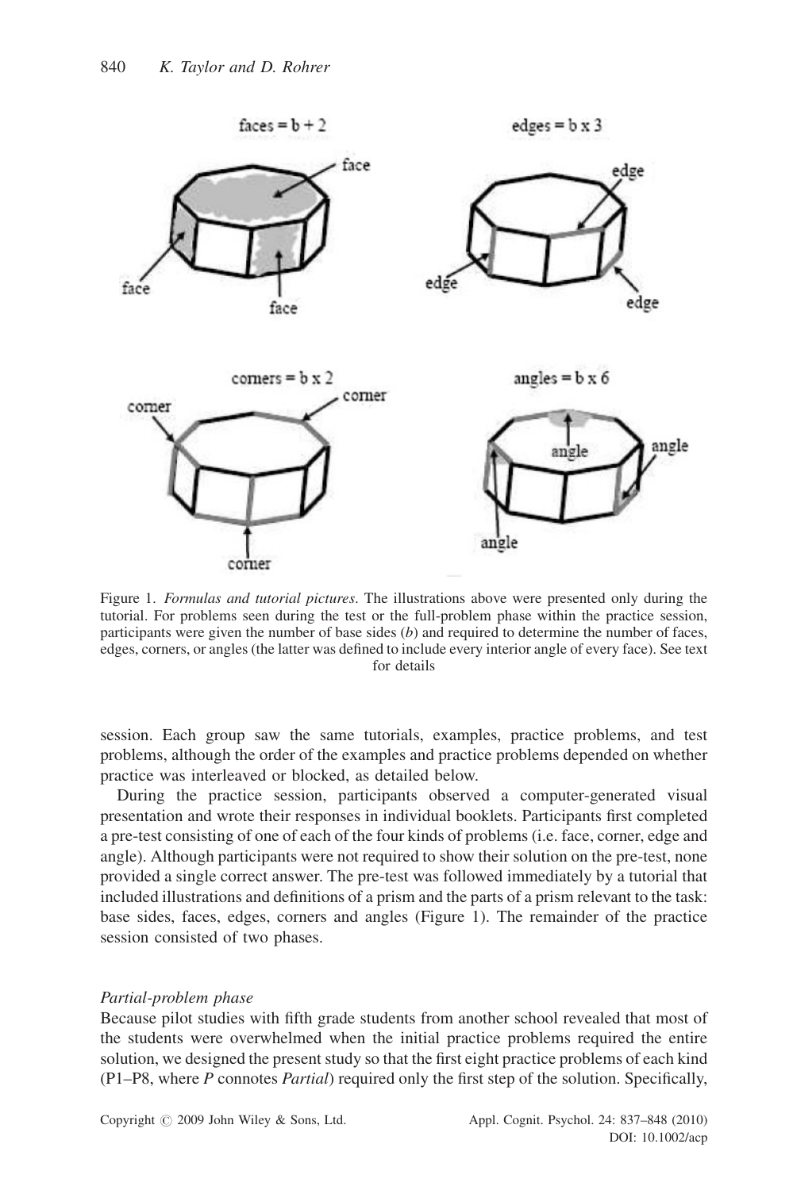Figure 1. *Formulas and tutorial pictures*. The illustrations above were presented only during the tutorial. For problems seen during the test or the full-problem phase within the practice session, participants were given the number of base sides ($b$) and required to determine the number of faces, edges, corners, or angles (the latter was defined to include every interior angle of every face). See text for details

session. Each group saw the same tutorials, examples, practice problems, and test problems, although the order of the examples and practice problems depended on whether practice was interleaved or blocked, as detailed below.

During the practice session, participants observed a computer-generated visual presentation and wrote their responses in individual booklets. Participants first completed a pre-test consisting of one of each of the four kinds of problems (i.e. face, corner, edge and angle). Although participants were not required to show their solution on the pre-test, none provided a single correct answer. The pre-test was followed immediately by a tutorial that included illustrations and definitions of a prism and the parts of a prism relevant to the task: base sides, faces, edges, corners and angles (Figure 1). The remainder of the practice session consisted of two phases.

### *Partial-problem phase*

Because pilot studies with fifth grade students from another school revealed that most of the students were overwhelmed when the initial practice problems required the entire solution, we designed the present study so that the first eight practice problems of each kind (P1–P8, where *P* connotes *Partial*) required only the first step of the solution. Specifically,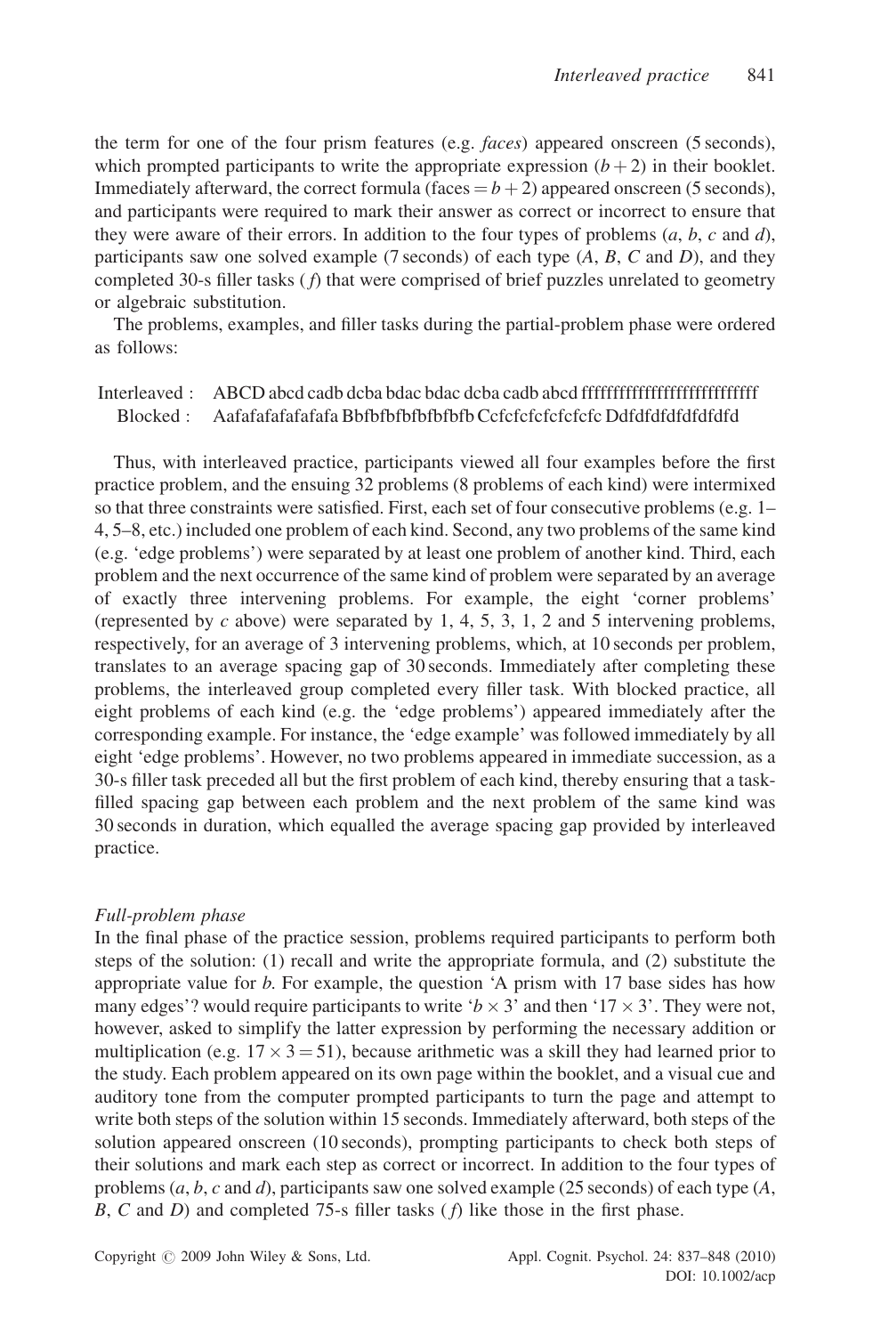the term for one of the four prism features (e.g. *faces*) appeared onscreen (5 seconds), which prompted participants to write the appropriate expression ($b + 2$) in their booklet. Immediately afterward, the correct formula (faces $= b + 2$) appeared onscreen (5 seconds), and participants were required to mark their answer as correct or incorrect to ensure that they were aware of their errors. In addition to the four types of problems (*a*, *b*, *c* and *d*), participants saw one solved example (7 seconds) of each type (*A*, *B*, *C* and *D*), and they completed 30-s filler tasks (*f*) that were comprised of brief puzzles unrelated to geometry or algebraic substitution.

The problems, examples, and filler tasks during the partial-problem phase were ordered as follows:

Interleaved : ABCD abcd cadb dcba bdac bdac dcba cadb abcd ffffffffffffffffffffffffff
Blocked : Aafafafafafafafa Bbfbfbfbfbfbfbfb Ccfcfcfcfcfcfcfc Ddfdfdfdfdfdfdfd

Thus, with interleaved practice, participants viewed all four examples before the first practice problem, and the ensuing 32 problems (8 problems of each kind) were intermixed so that three constraints were satisfied. First, each set of four consecutive problems (e.g. 1–4, 5–8, etc.) included one problem of each kind. Second, any two problems of the same kind (e.g. 'edge problems') were separated by at least one problem of another kind. Third, each problem and the next occurrence of the same kind of problem were separated by an average of exactly three intervening problems. For example, the eight 'corner problems' (represented by *c* above) were separated by 1, 4, 5, 3, 1, 2 and 5 intervening problems, respectively, for an average of 3 intervening problems, which, at 10 seconds per problem, translates to an average spacing gap of 30 seconds. Immediately after completing these problems, the interleaved group completed every filler task. With blocked practice, all eight problems of each kind (e.g. the 'edge problems') appeared immediately after the corresponding example. For instance, the 'edge example' was followed immediately by all eight 'edge problems'. However, no two problems appeared in immediate succession, as a 30-s filler task preceded all but the first problem of each kind, thereby ensuring that a task-filled spacing gap between each problem and the next problem of the same kind was 30 seconds in duration, which equalled the average spacing gap provided by interleaved practice.

### *Full-problem phase*

In the final phase of the practice session, problems required participants to perform both steps of the solution: (1) recall and write the appropriate formula, and (2) substitute the appropriate value for *b*. For example, the question 'A prism with 17 base sides has how many edges'? would require participants to write '$b \times 3$' and then '$17 \times 3$'. They were not, however, asked to simplify the latter expression by performing the necessary addition or multiplication (e.g. $17 \times 3 = 51$), because arithmetic was a skill they had learned prior to the study. Each problem appeared on its own page within the booklet, and a visual cue and auditory tone from the computer prompted participants to turn the page and attempt to write both steps of the solution within 15 seconds. Immediately afterward, both steps of the solution appeared onscreen (10 seconds), prompting participants to check both steps of their solutions and mark each step as correct or incorrect. In addition to the four types of problems (*a*, *b*, *c* and *d*), participants saw one solved example (25 seconds) of each type (*A*, *B*, *C* and *D*) and completed 75-s filler tasks (*f*) like those in the first phase.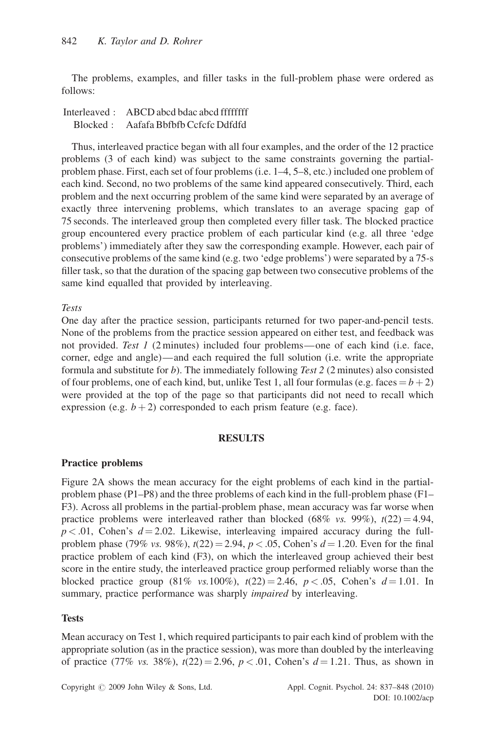The problems, examples, and filler tasks in the full-problem phase were ordered as follows:

Interleaved : ABCD abcd bdac abcd ffffffff
Blocked : Aafafa Bbfbfb Ccfcfc Ddfdfd

Thus, interleaved practice began with all four examples, and the order of the 12 practice problems (3 of each kind) was subject to the same constraints governing the partial-problem phase. First, each set of four problems (i.e. 1–4, 5–8, etc.) included one problem of each kind. Second, no two problems of the same kind appeared consecutively. Third, each problem and the next occurring problem of the same kind were separated by an average of exactly three intervening problems, which translates to an average spacing gap of 75 seconds. The interleaved group then completed every filler task. The blocked practice group encountered every practice problem of each particular kind (e.g. all three 'edge problems') immediately after they saw the corresponding example. However, each pair of consecutive problems of the same kind (e.g. two 'edge problems') were separated by a 75-s filler task, so that the duration of the spacing gap between two consecutive problems of the same kind equalled that provided by interleaving.

### *Tests*

One day after the practice session, participants returned for two paper-and-pencil tests. None of the problems from the practice session appeared on either test, and feedback was not provided. *Test 1* (2 minutes) included four problems—one of each kind (i.e. face, corner, edge and angle)—and each required the full solution (i.e. write the appropriate formula and substitute for $b$). The immediately following *Test 2* (2 minutes) also consisted of four problems, one of each kind, but, unlike Test 1, all four formulas (e.g. faces $= b + 2$) were provided at the top of the page so that participants did not need to recall which expression (e.g. $b + 2$) corresponded to each prism feature (e.g. face).

## RESULTS

### Practice problems

Figure 2A shows the mean accuracy for the eight problems of each kind in the partial-problem phase (P1–P8) and the three problems of each kind in the full-problem phase (F1–F3). Across all problems in the partial-problem phase, mean accuracy was far worse when practice problems were interleaved rather than blocked (68% *vs.* 99%), $t(22) = 4.94$, $p < .01$, Cohen's $d = 2.02$. Likewise, interleaving impaired accuracy during the full-problem phase (79% *vs.* 98%), $t(22) = 2.94$, $p < .05$, Cohen's $d = 1.20$. Even for the final practice problem of each kind (F3), on which the interleaved group achieved their best score in the entire study, the interleaved practice group performed reliably worse than the blocked practice group (81% *vs.*100%), $t(22) = 2.46$, $p < .05$, Cohen's $d = 1.01$. In summary, practice performance was sharply *impaired* by interleaving.

### Tests

Mean accuracy on Test 1, which required participants to pair each kind of problem with the appropriate solution (as in the practice session), was more than doubled by the interleaving of practice (77% *vs.* 38%), $t(22) = 2.96$, $p < .01$, Cohen's $d = 1.21$. Thus, as shown in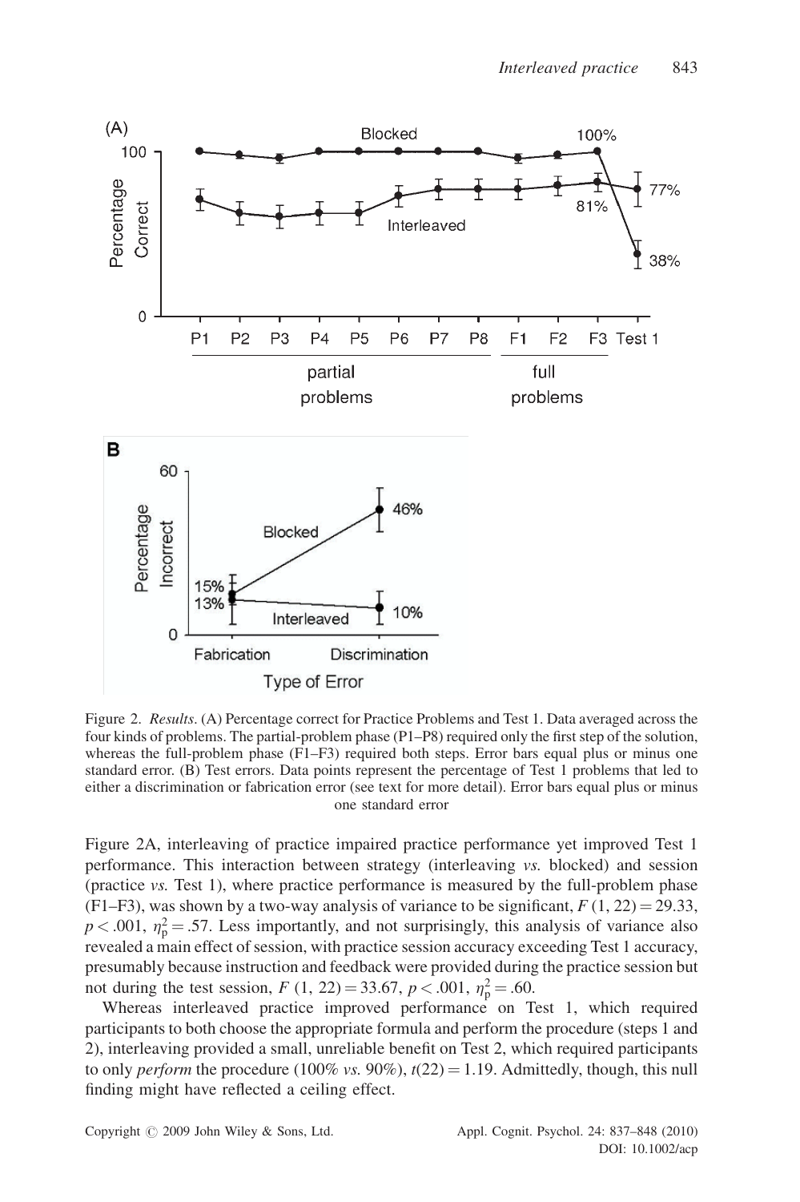Figure 2. *Results*. (A) Percentage correct for Practice Problems and Test 1. Data averaged across the four kinds of problems. The partial-problem phase (P1–P8) required only the first step of the solution, whereas the full-problem phase (F1–F3) required both steps. Error bars equal plus or minus one standard error. (B) Test errors. Data points represent the percentage of Test 1 problems that led to either a discrimination or fabrication error (see text for more detail). Error bars equal plus or minus one standard error

Figure 2A, interleaving of practice impaired practice performance yet improved Test 1 performance. This interaction between strategy (interleaving *vs.* blocked) and session (practice *vs.* Test 1), where practice performance is measured by the full-problem phase (F1–F3), was shown by a two-way analysis of variance to be significant, $F(1, 22) = 29.33$, $p < .001$, $\eta_p^2 = .57$. Less importantly, and not surprisingly, this analysis of variance also revealed a main effect of session, with practice session accuracy exceeding Test 1 accuracy, presumably because instruction and feedback were provided during the practice session but not during the test session, $F(1, 22) = 33.67$, $p < .001$, $\eta_p^2 = .60$.

Whereas interleaved practice improved performance on Test 1, which required participants to both choose the appropriate formula and perform the procedure (steps 1 and 2), interleaving provided a small, unreliable benefit on Test 2, which required participants to only *perform* the procedure (100% *vs.* 90%), $t(22) = 1.19$. Admittedly, though, this null finding might have reflected a ceiling effect.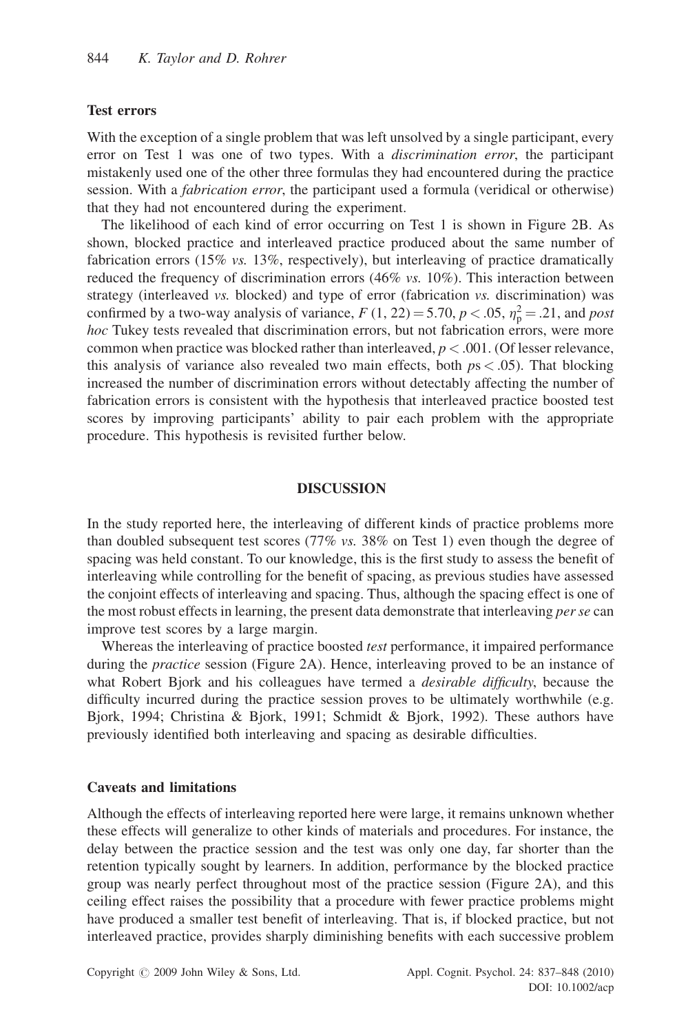### Test errors

With the exception of a single problem that was left unsolved by a single participant, every error on Test 1 was one of two types. With a *discrimination error*, the participant mistakenly used one of the other three formulas they had encountered during the practice session. With a *fabrication error*, the participant used a formula (veridical or otherwise) that they had not encountered during the experiment.

The likelihood of each kind of error occurring on Test 1 is shown in Figure 2B. As shown, blocked practice and interleaved practice produced about the same number of fabrication errors (15% *vs.* 13%, respectively), but interleaving of practice dramatically reduced the frequency of discrimination errors (46% *vs.* 10%). This interaction between strategy (interleaved *vs.* blocked) and type of error (fabrication *vs.* discrimination) was confirmed by a two-way analysis of variance, $F\,(1, 22) = 5.70$, $p < .05$, $\eta_p^2 = .21$, and *post hoc* Tukey tests revealed that discrimination errors, but not fabrication errors, were more common when practice was blocked rather than interleaved, $p < .001$. (Of lesser relevance, this analysis of variance also revealed two main effects, both $ps < .05$). That blocking increased the number of discrimination errors without detectably affecting the number of fabrication errors is consistent with the hypothesis that interleaved practice boosted test scores by improving participants' ability to pair each problem with the appropriate procedure. This hypothesis is revisited further below.

## DISCUSSION

In the study reported here, the interleaving of different kinds of practice problems more than doubled subsequent test scores (77% *vs.* 38% on Test 1) even though the degree of spacing was held constant. To our knowledge, this is the first study to assess the benefit of interleaving while controlling for the benefit of spacing, as previous studies have assessed the conjoint effects of interleaving and spacing. Thus, although the spacing effect is one of the most robust effects in learning, the present data demonstrate that interleaving *per se* can improve test scores by a large margin.

Whereas the interleaving of practice boosted *test* performance, it impaired performance during the *practice* session (Figure 2A). Hence, interleaving proved to be an instance of what Robert Bjork and his colleagues have termed a *desirable difficulty*, because the difficulty incurred during the practice session proves to be ultimately worthwhile (e.g. Bjork, 1994; Christina & Bjork, 1991; Schmidt & Bjork, 1992). These authors have previously identified both interleaving and spacing as desirable difficulties.

### Caveats and limitations

Although the effects of interleaving reported here were large, it remains unknown whether these effects will generalize to other kinds of materials and procedures. For instance, the delay between the practice session and the test was only one day, far shorter than the retention typically sought by learners. In addition, performance by the blocked practice group was nearly perfect throughout most of the practice session (Figure 2A), and this ceiling effect raises the possibility that a procedure with fewer practice problems might have produced a smaller test benefit of interleaving. That is, if blocked practice, but not interleaved practice, provides sharply diminishing benefits with each successive problem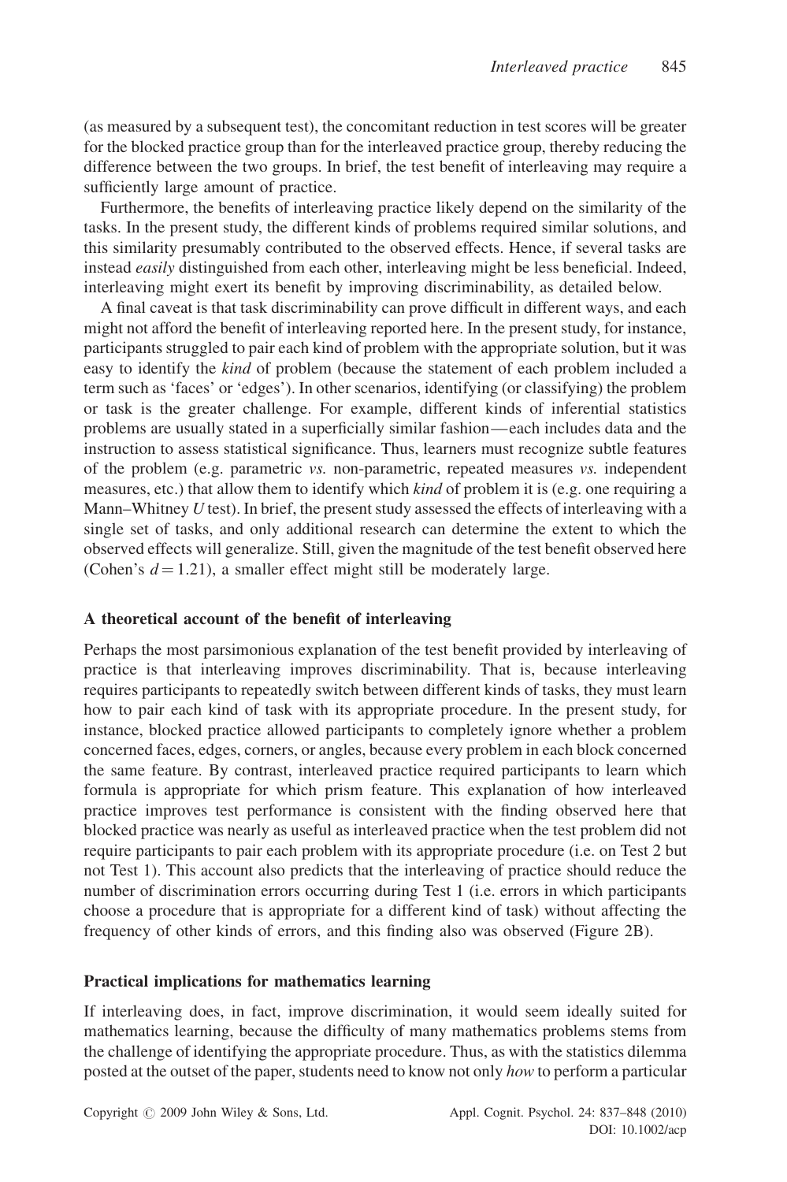(as measured by a subsequent test), the concomitant reduction in test scores will be greater for the blocked practice group than for the interleaved practice group, thereby reducing the difference between the two groups. In brief, the test benefit of interleaving may require a sufficiently large amount of practice.

Furthermore, the benefits of interleaving practice likely depend on the similarity of the tasks. In the present study, the different kinds of problems required similar solutions, and this similarity presumably contributed to the observed effects. Hence, if several tasks are instead *easily* distinguished from each other, interleaving might be less beneficial. Indeed, interleaving might exert its benefit by improving discriminability, as detailed below.

A final caveat is that task discriminability can prove difficult in different ways, and each might not afford the benefit of interleaving reported here. In the present study, for instance, participants struggled to pair each kind of problem with the appropriate solution, but it was easy to identify the *kind* of problem (because the statement of each problem included a term such as 'faces' or 'edges'). In other scenarios, identifying (or classifying) the problem or task is the greater challenge. For example, different kinds of inferential statistics problems are usually stated in a superficially similar fashion—each includes data and the instruction to assess statistical significance. Thus, learners must recognize subtle features of the problem (e.g. parametric *vs.* non-parametric, repeated measures *vs.* independent measures, etc.) that allow them to identify which *kind* of problem it is (e.g. one requiring a Mann–Whitney $U$ test). In brief, the present study assessed the effects of interleaving with a single set of tasks, and only additional research can determine the extent to which the observed effects will generalize. Still, given the magnitude of the test benefit observed here (Cohen's $d = 1.21$), a smaller effect might still be moderately large.

### A theoretical account of the benefit of interleaving

Perhaps the most parsimonious explanation of the test benefit provided by interleaving of practice is that interleaving improves discriminability. That is, because interleaving requires participants to repeatedly switch between different kinds of tasks, they must learn how to pair each kind of task with its appropriate procedure. In the present study, for instance, blocked practice allowed participants to completely ignore whether a problem concerned faces, edges, corners, or angles, because every problem in each block concerned the same feature. By contrast, interleaved practice required participants to learn which formula is appropriate for which prism feature. This explanation of how interleaved practice improves test performance is consistent with the finding observed here that blocked practice was nearly as useful as interleaved practice when the test problem did not require participants to pair each problem with its appropriate procedure (i.e. on Test 2 but not Test 1). This account also predicts that the interleaving of practice should reduce the number of discrimination errors occurring during Test 1 (i.e. errors in which participants choose a procedure that is appropriate for a different kind of task) without affecting the frequency of other kinds of errors, and this finding also was observed (Figure 2B).

### Practical implications for mathematics learning

If interleaving does, in fact, improve discrimination, it would seem ideally suited for mathematics learning, because the difficulty of many mathematics problems stems from the challenge of identifying the appropriate procedure. Thus, as with the statistics dilemma posted at the outset of the paper, students need to know not only *how* to perform a particular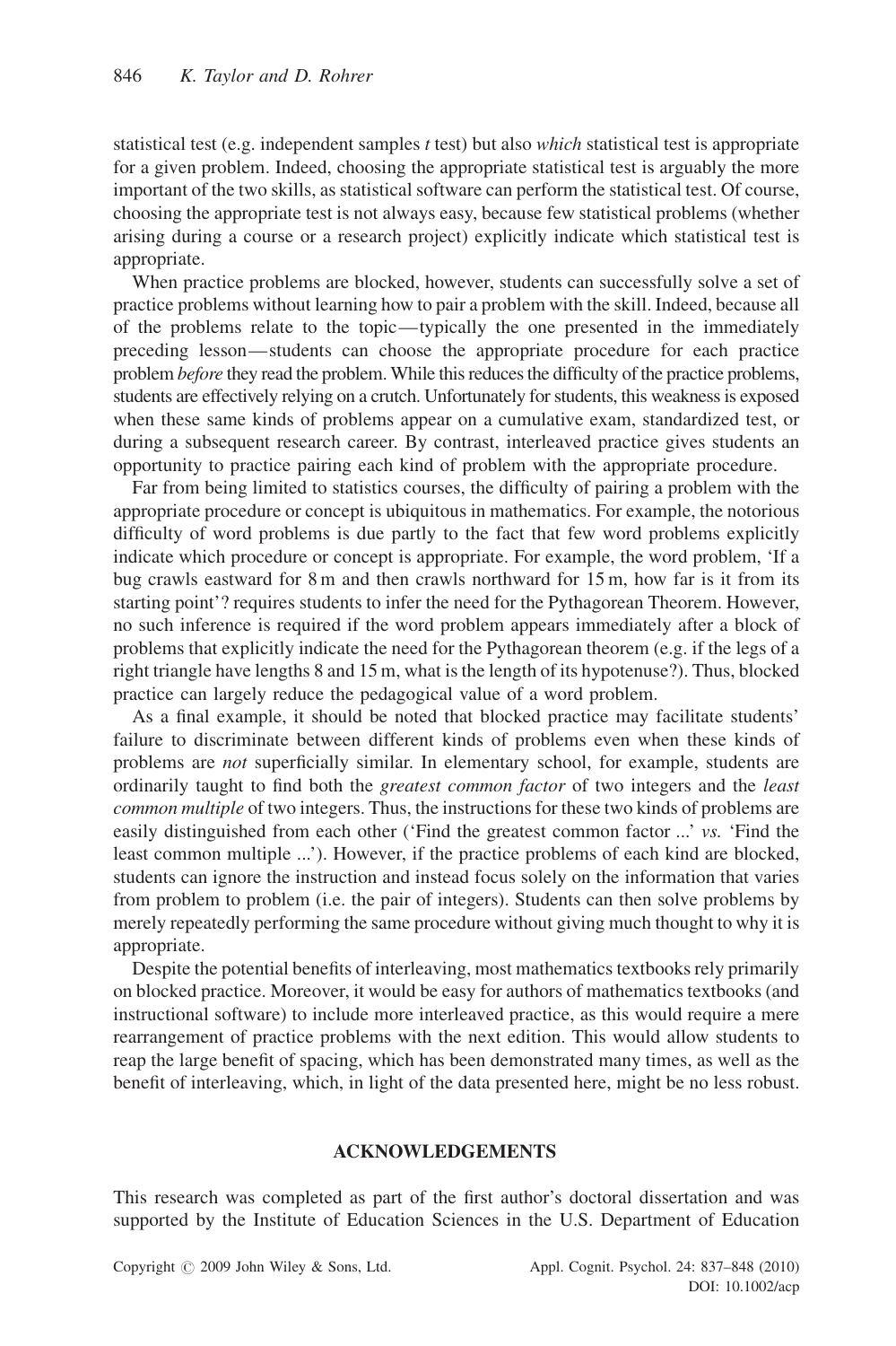statistical test (e.g. independent samples *t* test) but also *which* statistical test is appropriate for a given problem. Indeed, choosing the appropriate statistical test is arguably the more important of the two skills, as statistical software can perform the statistical test. Of course, choosing the appropriate test is not always easy, because few statistical problems (whether arising during a course or a research project) explicitly indicate which statistical test is appropriate.

When practice problems are blocked, however, students can successfully solve a set of practice problems without learning how to pair a problem with the skill. Indeed, because all of the problems relate to the topic—typically the one presented in the immediately preceding lesson—students can choose the appropriate procedure for each practice problem *before* they read the problem. While this reduces the difficulty of the practice problems, students are effectively relying on a crutch. Unfortunately for students, this weakness is exposed when these same kinds of problems appear on a cumulative exam, standardized test, or during a subsequent research career. By contrast, interleaved practice gives students an opportunity to practice pairing each kind of problem with the appropriate procedure.

Far from being limited to statistics courses, the difficulty of pairing a problem with the appropriate procedure or concept is ubiquitous in mathematics. For example, the notorious difficulty of word problems is due partly to the fact that few word problems explicitly indicate which procedure or concept is appropriate. For example, the word problem, 'If a bug crawls eastward for 8 m and then crawls northward for 15 m, how far is it from its starting point'? requires students to infer the need for the Pythagorean Theorem. However, no such inference is required if the word problem appears immediately after a block of problems that explicitly indicate the need for the Pythagorean theorem (e.g. if the legs of a right triangle have lengths 8 and 15 m, what is the length of its hypotenuse?). Thus, blocked practice can largely reduce the pedagogical value of a word problem.

As a final example, it should be noted that blocked practice may facilitate students' failure to discriminate between different kinds of problems even when these kinds of problems are *not* superficially similar. In elementary school, for example, students are ordinarily taught to find both the *greatest common factor* of two integers and the *least common multiple* of two integers. Thus, the instructions for these two kinds of problems are easily distinguished from each other ('Find the greatest common factor ...' *vs.* 'Find the least common multiple ...'). However, if the practice problems of each kind are blocked, students can ignore the instruction and instead focus solely on the information that varies from problem to problem (i.e. the pair of integers). Students can then solve problems by merely repeatedly performing the same procedure without giving much thought to why it is appropriate.

Despite the potential benefits of interleaving, most mathematics textbooks rely primarily on blocked practice. Moreover, it would be easy for authors of mathematics textbooks (and instructional software) to include more interleaved practice, as this would require a mere rearrangement of practice problems with the next edition. This would allow students to reap the large benefit of spacing, which has been demonstrated many times, as well as the benefit of interleaving, which, in light of the data presented here, might be no less robust.

## ACKNOWLEDGEMENTS

This research was completed as part of the first author's doctoral dissertation and was supported by the Institute of Education Sciences in the U.S. Department of Education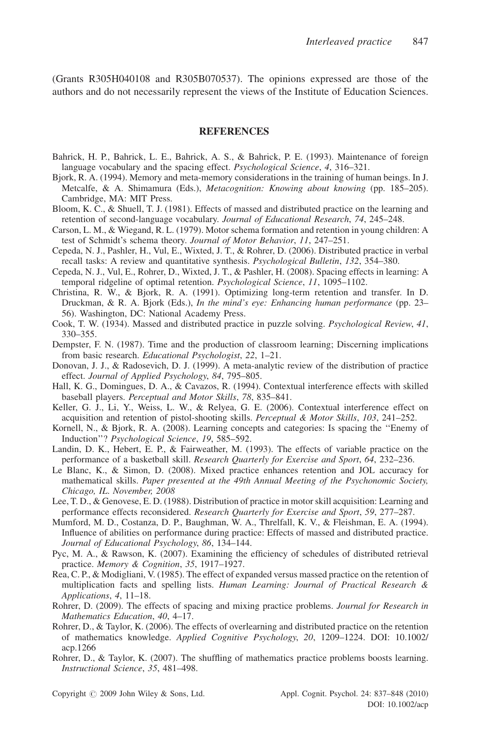(Grants R305H040108 and R305B070537). The opinions expressed are those of the authors and do not necessarily represent the views of the Institute of Education Sciences.

## REFERENCES

Bahrick, H. P., Bahrick, L. E., Bahrick, A. S., & Bahrick, P. E. (1993). Maintenance of foreign language vocabulary and the spacing effect. *Psychological Science*, *4*, 316–321.

Bjork, R. A. (1994). Memory and meta-memory considerations in the training of human beings. In J. Metcalfe, & A. Shimamura (Eds.), *Metacognition: Knowing about knowing* (pp. 185–205). Cambridge, MA: MIT Press.

Bloom, K. C., & Shuell, T. J. (1981). Effects of massed and distributed practice on the learning and retention of second-language vocabulary. *Journal of Educational Research*, *74*, 245–248.

Carson, L. M., & Wiegand, R. L. (1979). Motor schema formation and retention in young children: A test of Schmidt's schema theory. *Journal of Motor Behavior*, *11*, 247–251.

Cepeda, N. J., Pashler, H., Vul, E., Wixted, J. T., & Rohrer, D. (2006). Distributed practice in verbal recall tasks: A review and quantitative synthesis. *Psychological Bulletin*, *132*, 354–380.

Cepeda, N. J., Vul, E., Rohrer, D., Wixted, J. T., & Pashler, H. (2008). Spacing effects in learning: A temporal ridgeline of optimal retention. *Psychological Science*, *11*, 1095–1102.

Christina, R. W., & Bjork, R. A. (1991). Optimizing long-term retention and transfer. In D. Druckman, & R. A. Bjork (Eds.), *In the mind's eye: Enhancing human performance* (pp. 23–56). Washington, DC: National Academy Press.

Cook, T. W. (1934). Massed and distributed practice in puzzle solving. *Psychological Review*, *41*, 330–355.

Dempster, F. N. (1987). Time and the production of classroom learning; Discerning implications from basic research. *Educational Psychologist*, *22*, 1–21.

Donovan, J. J., & Radosevich, D. J. (1999). A meta-analytic review of the distribution of practice effect. *Journal of Applied Psychology*, *84*, 795–805.

Hall, K. G., Domingues, D. A., & Cavazos, R. (1994). Contextual interference effects with skilled baseball players. *Perceptual and Motor Skills*, *78*, 835–841.

Keller, G. J., Li, Y., Weiss, L. W., & Relyea, G. E. (2006). Contextual interference effect on acquisition and retention of pistol-shooting skills. *Perceptual & Motor Skills*, *103*, 241–252.

Kornell, N., & Bjork, R. A. (2008). Learning concepts and categories: Is spacing the ''Enemy of Induction''? *Psychological Science*, *19*, 585–592.

Landin, D. K., Hebert, E. P., & Fairweather, M. (1993). The effects of variable practice on the performance of a basketball skill. *Research Quarterly for Exercise and Sport*, *64*, 232–236.

Le Blanc, K., & Simon, D. (2008). Mixed practice enhances retention and JOL accuracy for mathematical skills. *Paper presented at the 49th Annual Meeting of the Psychonomic Society, Chicago, IL. November, 2008*

Lee, T. D., & Genovese, E. D. (1988). Distribution of practice in motor skill acquisition: Learning and performance effects reconsidered. *Research Quarterly for Exercise and Sport*, *59*, 277–287.

Mumford, M. D., Costanza, D. P., Baughman, W. A., Threlfall, K. V., & Fleishman, E. A. (1994). Influence of abilities on performance during practice: Effects of massed and distributed practice. *Journal of Educational Psychology*, *86*, 134–144.

Pyc, M. A., & Rawson, K. (2007). Examining the efficiency of schedules of distributed retrieval practice. *Memory & Cognition*, *35*, 1917–1927.

Rea, C. P., & Modigliani, V. (1985). The effect of expanded versus massed practice on the retention of multiplication facts and spelling lists. *Human Learning: Journal of Practical Research & Applications*, *4*, 11–18.

Rohrer, D. (2009). The effects of spacing and mixing practice problems. *Journal for Research in Mathematics Education*, *40*, 4–17.

Rohrer, D., & Taylor, K. (2006). The effects of overlearning and distributed practice on the retention of mathematics knowledge. *Applied Cognitive Psychology*, *20*, 1209–1224. DOI: 10.1002/acp.1266

Rohrer, D., & Taylor, K. (2007). The shuffling of mathematics practice problems boosts learning. *Instructional Science*, *35*, 481–498.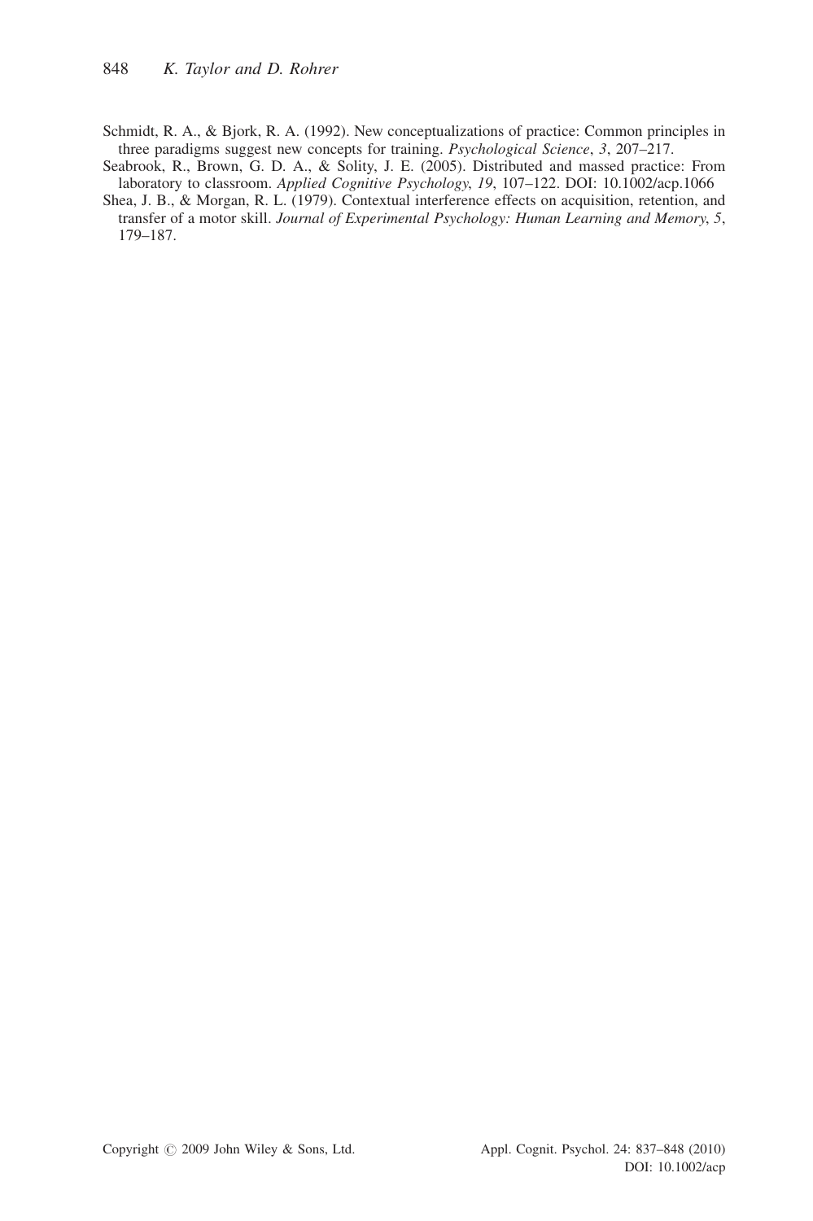Schmidt, R. A., & Bjork, R. A. (1992). New conceptualizations of practice: Common principles in three paradigms suggest new concepts for training. *Psychological Science*, *3*, 207–217.

Seabrook, R., Brown, G. D. A., & Solity, J. E. (2005). Distributed and massed practice: From laboratory to classroom. *Applied Cognitive Psychology*, *19*, 107–122. DOI: 10.1002/acp.1066

Shea, J. B., & Morgan, R. L. (1979). Contextual interference effects on acquisition, retention, and transfer of a motor skill. *Journal of Experimental Psychology: Human Learning and Memory*, *5*, 179–187.